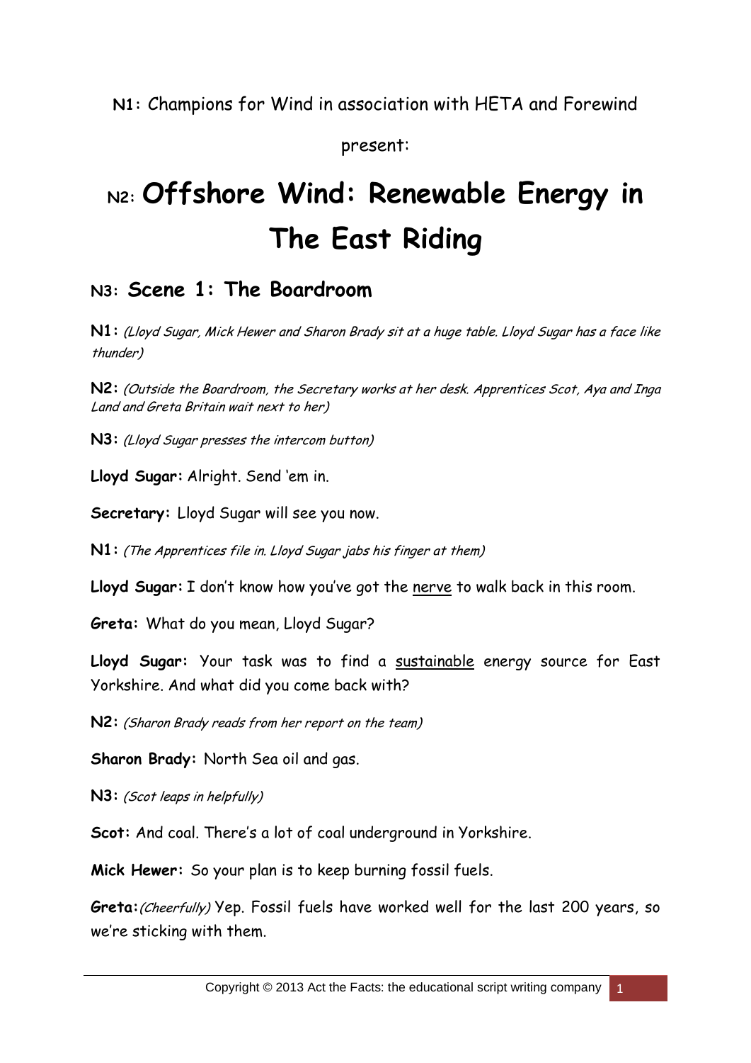**N1**: Champions for Wind in association with HETA and Forewind

present:

# N2: Offshore Wind: Renewable Energy in The East Riding

## N3: Scene 1: The Boardroom

**N1:** *(Lloyd Sugar, Mick Hewer and Sharon Brady sit at a huge table. Lloyd Sugar has a face like thunder)*

**N2:** *(Outside the Boardroom, the Secretary works at her desk. Apprentices Scot, Aya and Inga Land and Greta Britain wait next to her)*

**N3:** *(Lloyd Sugar presses the intercom button)*

**Lloyd Sugar:** Alright. Send 'em in.

**Secretary:** Lloyd Sugar will see you now.

**N1:** *(The Apprentices file in. Lloyd Sugar jabs his finger at them)*

**Lloyd Sugar:** I don't know how you've got the nerve to walk back in this room.

**Greta:** What do you mean, Lloyd Sugar?

**Lloyd Sugar:** Your task was to find a sustainable energy source for East Yorkshire. And what did you come back with?

**N2:** *(Sharon Brady reads from her report on the team)*

**Sharon Brady:** North Sea oil and gas.

**N3:** *(Scot leaps in helpfully)*

**Scot:** And coal. There's a lot of coal underground in Yorkshire.

**Mick Hewer:** So your plan is to keep burning fossil fuels.

**Greta:** *(Cheerfully)* Yep. Fossil fuels have worked well for the last 200 years, so we're sticking with them.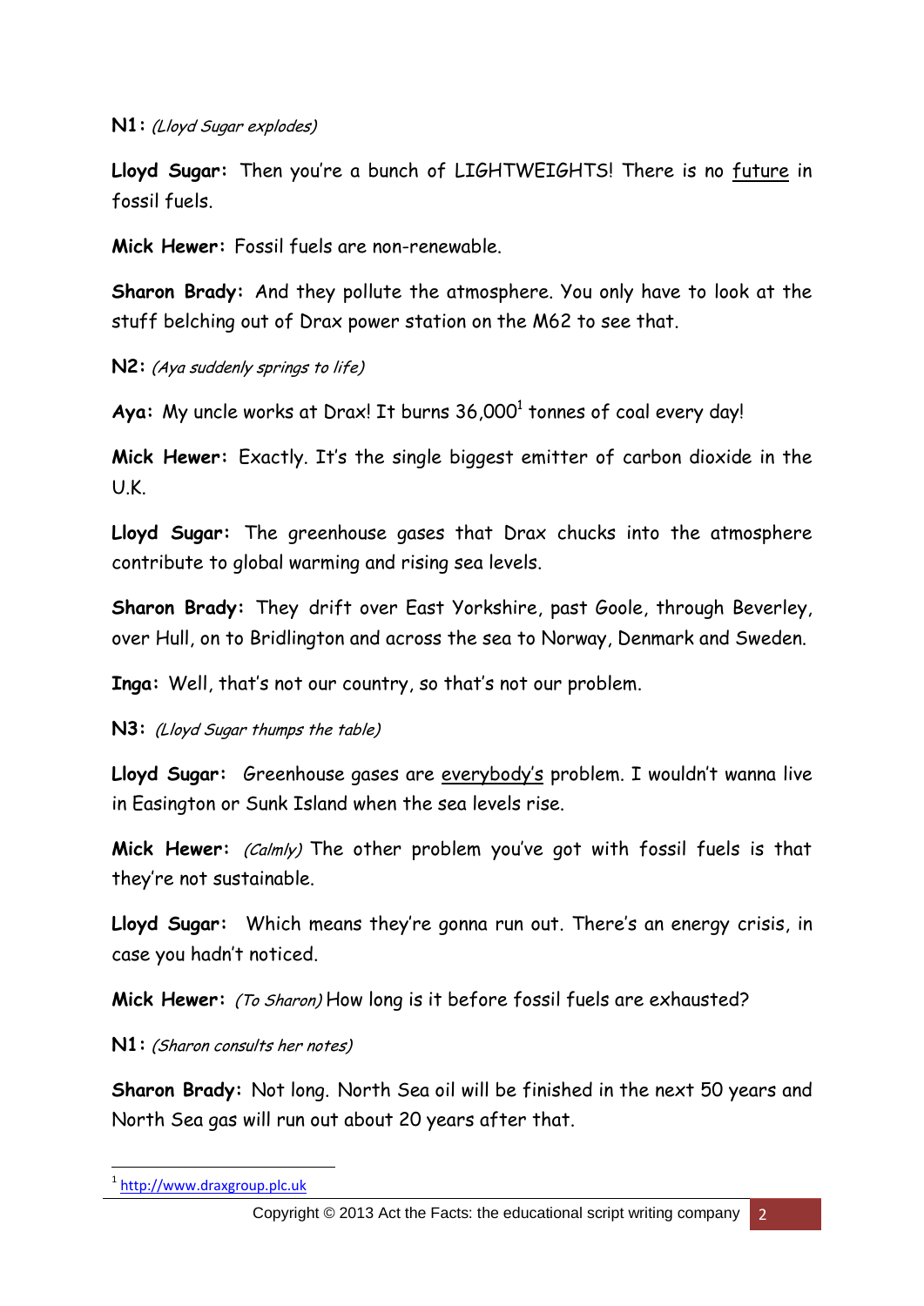**N1:** *(Lloyd Sugar explodes)*

**Lloyd Sugar:** Then you're a bunch of LIGHTWEIGHTS! There is no <u>future</u> in fossil fuels.

**Mick Hewer:** Fossil fuels are non-renewable.

**Sharon Brady:** And they pollute the atmosphere. You only have to look at the stuff belching out of Drax power station on the M62 to see that.

**N2:** *(Aya suddenly springs to life)*

**Aya:** My uncle works at Drax! It burns 36,000[1] tonnes of coal every day!

**Mick Hewer:** Exactly. It's the single biggest emitter of carbon dioxide in the U.K.

**Lloyd Sugar:** The greenhouse gases that Drax chucks into the atmosphere contribute to global warming and rising sea levels.

**Sharon Brady:** They drift over East Yorkshire, past Goole, through Beverley, over Hull, on to Bridlington and across the sea to Norway, Denmark and Sweden.

**Inga:** Well, that's not our country, so that's not our problem.

**N3:** *(Lloyd Sugar thumps the table)*

**Lloyd Sugar:** Greenhouse gases are <u>everybody's</u> problem. I wouldn't wanna live in Easington or Sunk Island when the sea levels rise.

**Mick Hewer:** *(Calmly)* The other problem you've got with fossil fuels is that they're not sustainable.

**Lloyd Sugar:** Which means they're gonna run out. There's an energy crisis, in case you hadn't noticed.

**Mick Hewer:** *(To Sharon)* How long is it before fossil fuels are exhausted?

**N1:** *(Sharon consults her notes)*

**Sharon Brady:** Not long. North Sea oil will be finished in the next 50 years and North Sea gas will run out about 20 years after that.

---

[1] http://www.draxgroup.plc.uk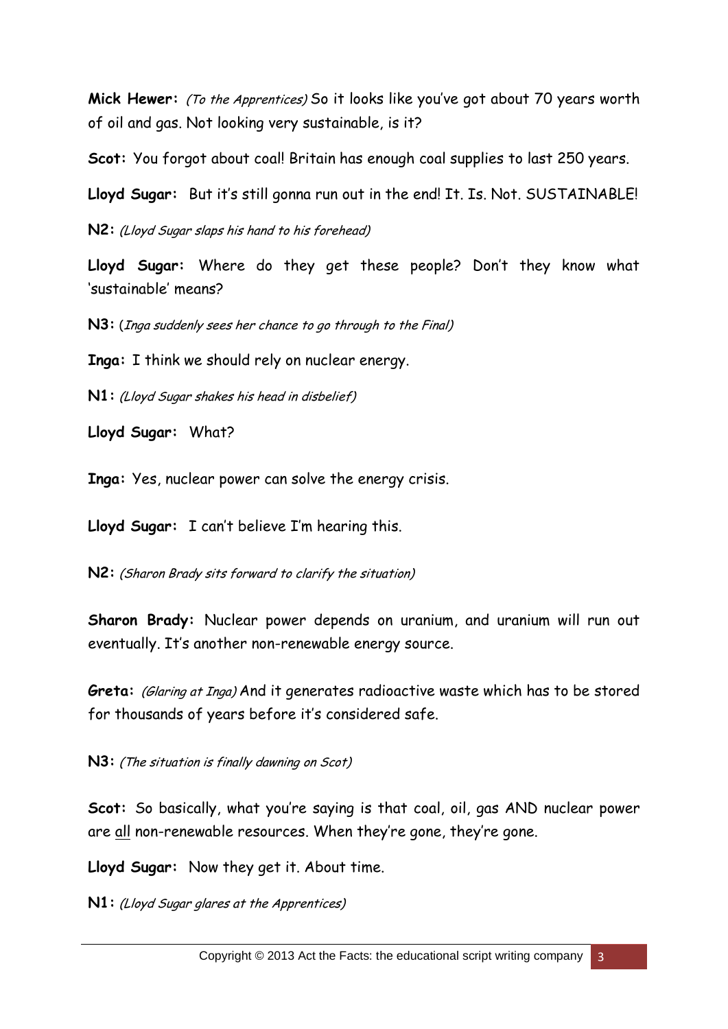**Mick Hewer:** *(To the Apprentices)* So it looks like you've got about 70 years worth of oil and gas. Not looking very sustainable, is it?

**Scot:** You forgot about coal! Britain has enough coal supplies to last 250 years.

**Lloyd Sugar:** But it's still gonna run out in the end! It. Is. Not. SUSTAINABLE!

**N2:** *(Lloyd Sugar slaps his hand to his forehead)*

**Lloyd Sugar:** Where do they get these people? Don't they know what 'sustainable' means?

**N3:** (*Inga suddenly sees her chance to go through to the Final)*

**Inga:** I think we should rely on nuclear energy.

**N1:** *(Lloyd Sugar shakes his head in disbelief)*

**Lloyd Sugar:** What?

**Inga:** Yes, nuclear power can solve the energy crisis.

**Lloyd Sugar:** I can't believe I'm hearing this.

**N2:** *(Sharon Brady sits forward to clarify the situation)*

**Sharon Brady:** Nuclear power depends on uranium, and uranium will run out eventually. It's another non-renewable energy source.

**Greta:** *(Glaring at Inga)* And it generates radioactive waste which has to be stored for thousands of years before it's considered safe.

**N3:** *(The situation is finally dawning on Scot)*

**Scot:** So basically, what you're saying is that coal, oil, gas AND nuclear power are <u>all</u> non-renewable resources. When they're gone, they're gone.

**Lloyd Sugar:** Now they get it. About time.

**N1:** *(Lloyd Sugar glares at the Apprentices)*

Copyright © 2013 Act the Facts: the educational script writing company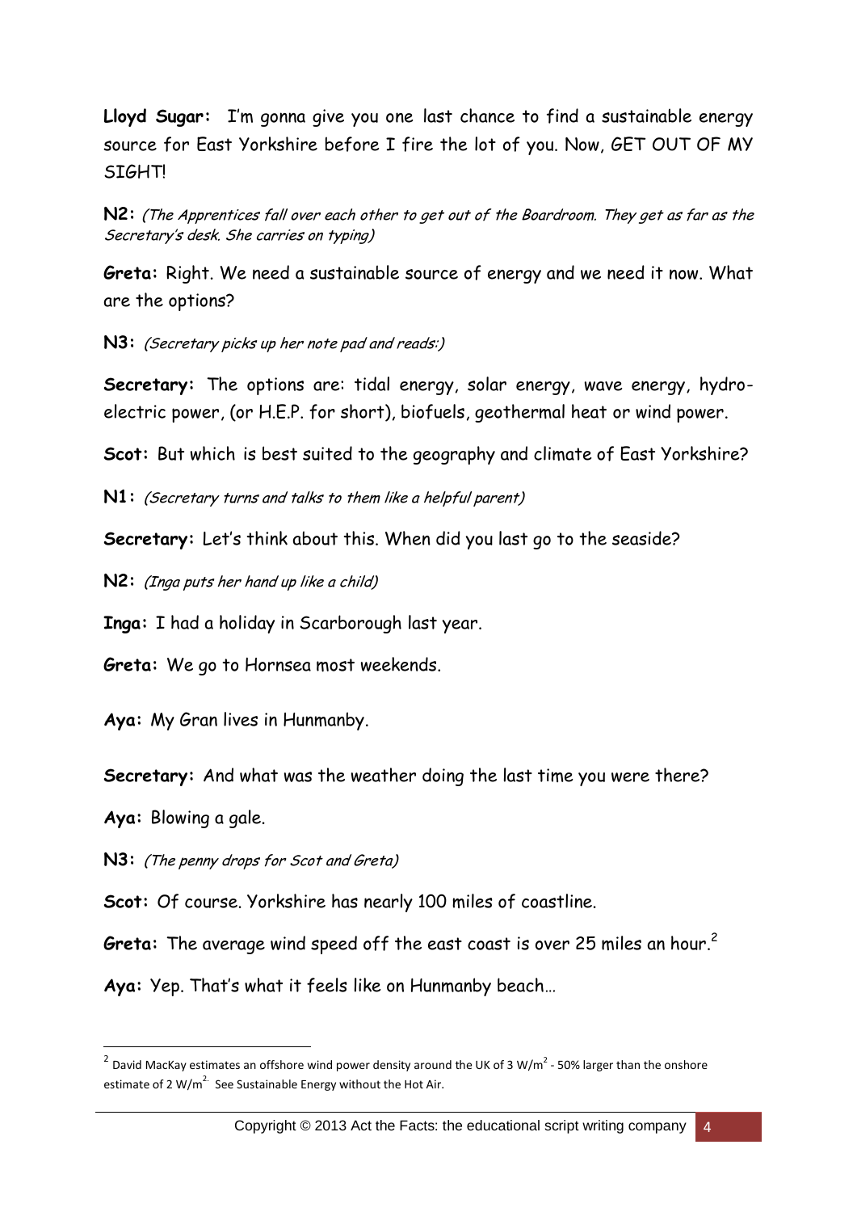**Lloyd Sugar:** I'm gonna give you one last chance to find a sustainable energy source for East Yorkshire before I fire the lot of you. Now, GET OUT OF MY SIGHT!

**N2:** *(The Apprentices fall over each other to get out of the Boardroom. They get as far as the Secretary's desk. She carries on typing)*

**Greta:** Right. We need a sustainable source of energy and we need it now. What are the options?

**N3:** *(Secretary picks up her note pad and reads:)*

**Secretary:** The options are: tidal energy, solar energy, wave energy, hydro-electric power, (or H.E.P. for short), biofuels, geothermal heat or wind power.

**Scot:** But which is best suited to the geography and climate of East Yorkshire?

**N1:** *(Secretary turns and talks to them like a helpful parent)*

**Secretary:** Let's think about this. When did you last go to the seaside?

**N2:** *(Inga puts her hand up like a child)*

**Inga:** I had a holiday in Scarborough last year.

**Greta:** We go to Hornsea most weekends.

**Aya:** My Gran lives in Hunmanby.

**Secretary:** And what was the weather doing the last time you were there?

**Aya:** Blowing a gale.

**N3:** *(The penny drops for Scot and Greta)*

**Scot:** Of course. Yorkshire has nearly 100 miles of coastline.

**Greta:** The average wind speed off the east coast is over 25 miles an hour.[2]

**Aya:** Yep. That's what it feels like on Hunmanby beach…

---

[2] David MacKay estimates an offshore wind power density around the UK of 3 $W/m^2$ - 50% larger than the onshore estimate of 2 $W/m^2$. See Sustainable Energy without the Hot Air.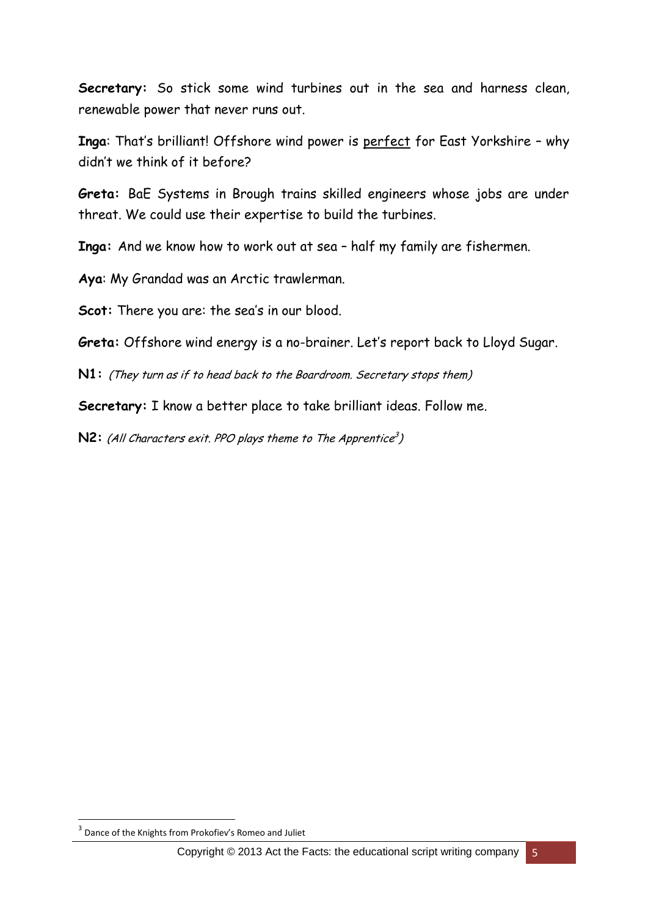**Secretary:** So stick some wind turbines out in the sea and harness clean, renewable power that never runs out.

**Inga**: That's brilliant! Offshore wind power is <u>perfect</u> for East Yorkshire – why didn't we think of it before?

**Greta:** BaE Systems in Brough trains skilled engineers whose jobs are under threat. We could use their expertise to build the turbines.

**Inga:** And we know how to work out at sea – half my family are fishermen.

**Aya**: My Grandad was an Arctic trawlerman.

**Scot:** There you are: the sea's in our blood.

**Greta:** Offshore wind energy is a no-brainer. Let's report back to Lloyd Sugar.

**N1:** *(They turn as if to head back to the Boardroom. Secretary stops them)*

**Secretary:** I know a better place to take brilliant ideas. Follow me.

**N2:** *(All Characters exit. PPO plays theme to The Apprentice[3])*

---

[3] Dance of the Knights from Prokofiev's Romeo and Juliet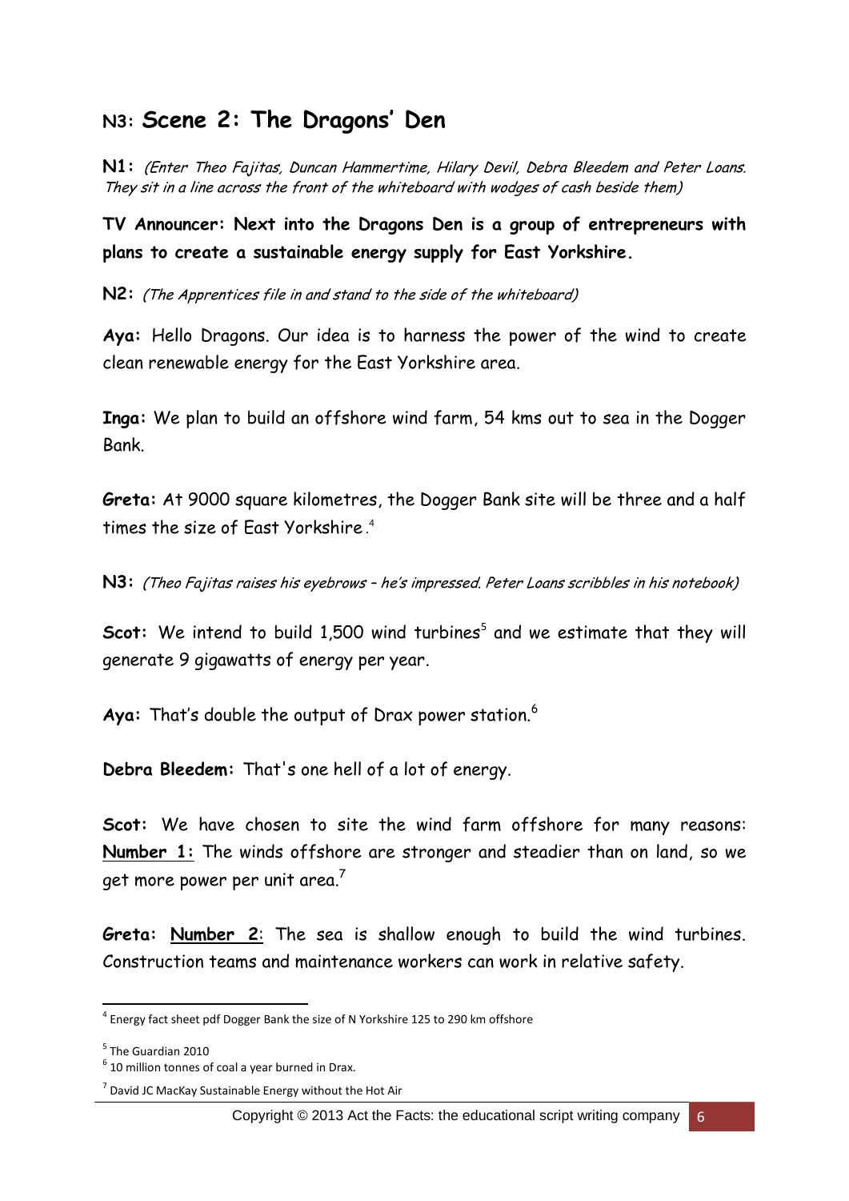## N3: **Scene 2: The Dragons' Den**

**N1:** *(Enter Theo Fajitas, Duncan Hammertime, Hilary Devil, Debra Bleedem and Peter Loans. They sit in a line across the front of the whiteboard with wodges of cash beside them)*

**TV Announcer: Next into the Dragons Den is a group of entrepreneurs with plans to create a sustainable energy supply for East Yorkshire.**

**N2:** *(The Apprentices file in and stand to the side of the whiteboard)*

**Aya:** Hello Dragons. Our idea is to harness the power of the wind to create clean renewable energy for the East Yorkshire area.

**Inga:** We plan to build an offshore wind farm, 54 kms out to sea in the Dogger Bank.

**Greta:** At 9000 square kilometres, the Dogger Bank site will be three and a half times the size of East Yorkshire.[4]

**N3:** *(Theo Fajitas raises his eyebrows – he's impressed. Peter Loans scribbles in his notebook)*

**Scot:** We intend to build 1,500 wind turbines[5] and we estimate that they will generate 9 gigawatts of energy per year.

**Aya:** That's double the output of Drax power station.[6]

**Debra Bleedem:** That's one hell of a lot of energy.

**Scot:** We have chosen to site the wind farm offshore for many reasons: **Number 1:** The winds offshore are stronger and steadier than on land, so we get more power per unit area.[7]

**Greta:** **Number 2**: The sea is shallow enough to build the wind turbines. Construction teams and maintenance workers can work in relative safety.

---

[4] Energy fact sheet pdf Dogger Bank the size of N Yorkshire 125 to 290 km offshore

[5] The Guardian 2010

[6] 10 million tonnes of coal a year burned in Drax.

[7] David JC MacKay Sustainable Energy without the Hot Air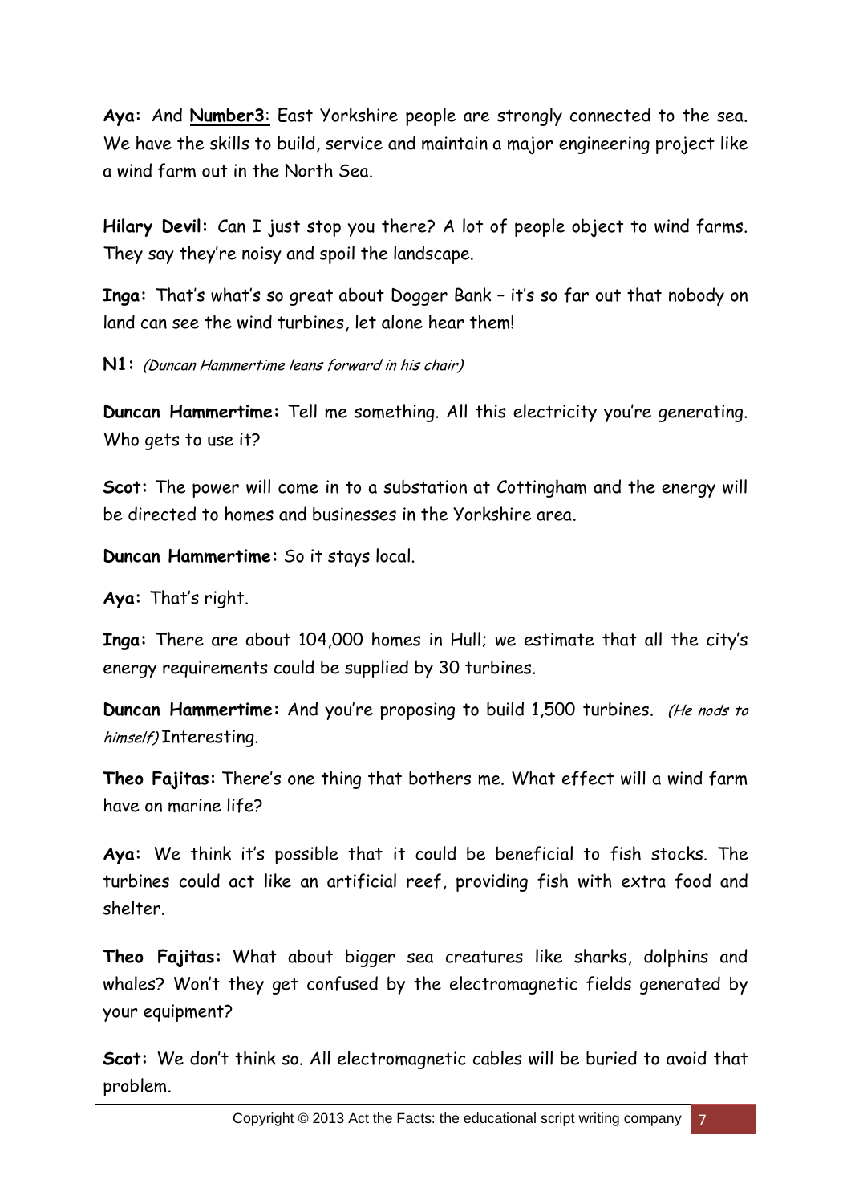**Aya:** And <u>**Number3**</u>: East Yorkshire people are strongly connected to the sea. We have the skills to build, service and maintain a major engineering project like a wind farm out in the North Sea.

**Hilary Devil:** Can I just stop you there? A lot of people object to wind farms. They say they're noisy and spoil the landscape.

**Inga:** That's what's so great about Dogger Bank – it's so far out that nobody on land can see the wind turbines, let alone hear them!

**N1:** *(Duncan Hammertime leans forward in his chair)*

**Duncan Hammertime:** Tell me something. All this electricity you're generating. Who gets to use it?

**Scot:** The power will come in to a substation at Cottingham and the energy will be directed to homes and businesses in the Yorkshire area.

**Duncan Hammertime:** So it stays local.

**Aya:** That's right.

**Inga:** There are about 104,000 homes in Hull; we estimate that all the city's energy requirements could be supplied by 30 turbines.

**Duncan Hammertime:** And you're proposing to build 1,500 turbines. *(He nods to himself)* Interesting.

**Theo Fajitas:** There's one thing that bothers me. What effect will a wind farm have on marine life?

**Aya:** We think it's possible that it could be beneficial to fish stocks. The turbines could act like an artificial reef, providing fish with extra food and shelter.

**Theo Fajitas:** What about bigger sea creatures like sharks, dolphins and whales? Won't they get confused by the electromagnetic fields generated by your equipment?

**Scot:** We don't think so. All electromagnetic cables will be buried to avoid that problem.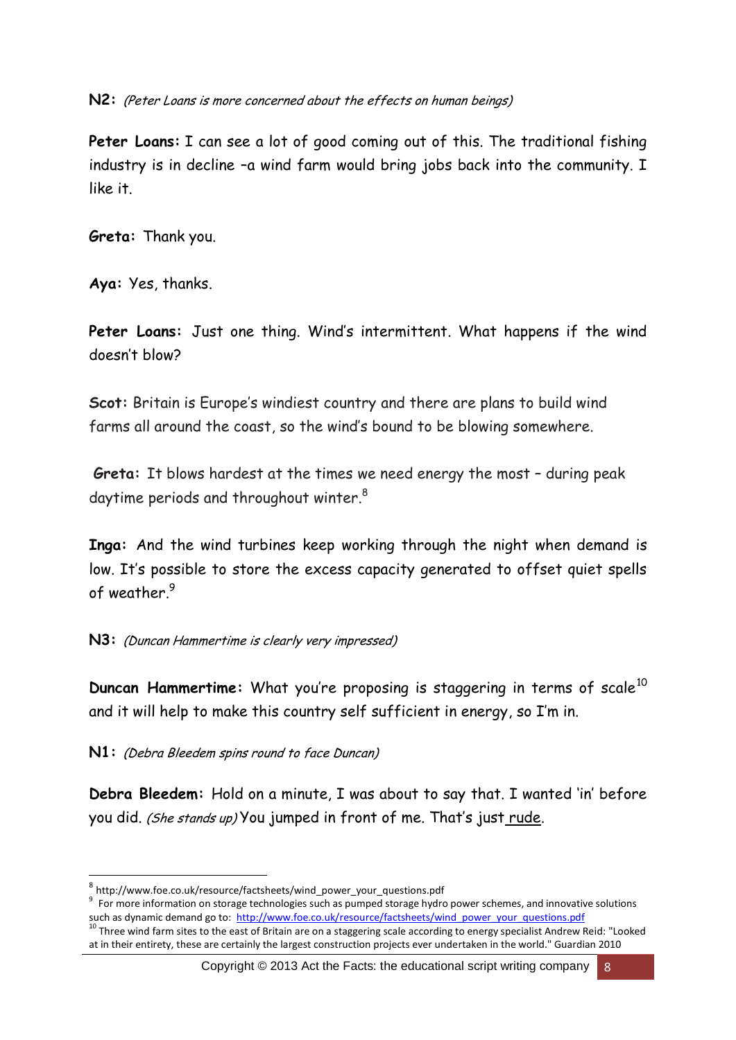**N2:** *(Peter Loans is more concerned about the effects on human beings)*

**Peter Loans:** I can see a lot of good coming out of this. The traditional fishing industry is in decline –a wind farm would bring jobs back into the community. I like it.

**Greta:** Thank you.

**Aya:** Yes, thanks.

**Peter Loans:** Just one thing. Wind's intermittent. What happens if the wind doesn't blow?

**Scot:** Britain is Europe's windiest country and there are plans to build wind farms all around the coast, so the wind's bound to be blowing somewhere.

**Greta:** It blows hardest at the times we need energy the most – during peak daytime periods and throughout winter.[8]

**Inga:** And the wind turbines keep working through the night when demand is low. It's possible to store the excess capacity generated to offset quiet spells of weather.[9]

**N3:** *(Duncan Hammertime is clearly very impressed)*

**Duncan Hammertime:** What you're proposing is staggering in terms of scale[10] and it will help to make this country self sufficient in energy, so I'm in.

**N1:** *(Debra Bleedem spins round to face Duncan)*

**Debra Bleedem:** Hold on a minute, I was about to say that. I wanted 'in' before you did. *(She stands up)* You jumped in front of me. That's just rude.

---

[8] http://www.foe.co.uk/resource/factsheets/wind_power_your_questions.pdf

[9] For more information on storage technologies such as pumped storage hydro power schemes, and innovative solutions such as dynamic demand go to: http://www.foe.co.uk/resource/factsheets/wind_power_your_questions.pdf

[10] Three wind farm sites to the east of Britain are on a staggering scale according to energy specialist Andrew Reid: "Looked at in their entirety, these are certainly the largest construction projects ever undertaken in the world." Guardian 2010

Copyright © 2013 Act the Facts: the educational script writing company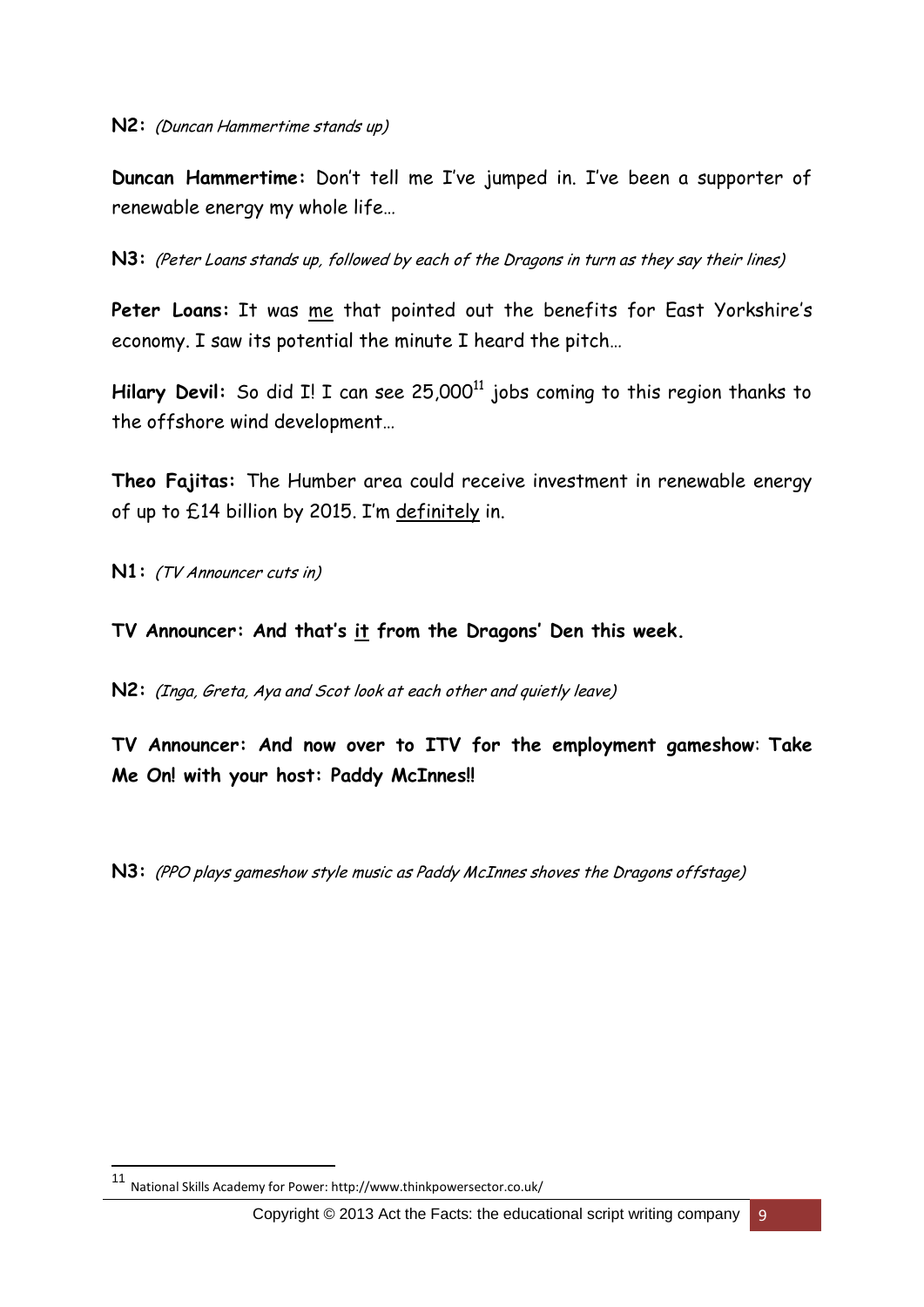**N2:** *(Duncan Hammertime stands up)*

**Duncan Hammertime:** Don't tell me I've jumped in. I've been a supporter of renewable energy my whole life…

**N3:** *(Peter Loans stands up, followed by each of the Dragons in turn as they say their lines)*

**Peter Loans:** It was <u>me</u> that pointed out the benefits for East Yorkshire's economy. I saw its potential the minute I heard the pitch…

**Hilary Devil:** So did I! I can see 25,000[11] jobs coming to this region thanks to the offshore wind development…

**Theo Fajitas:** The Humber area could receive investment in renewable energy of up to £14 billion by 2015. I'm <u>definitely</u> in.

**N1:** *(TV Announcer cuts in)*

**TV Announcer: And that's <u>it</u> from the Dragons' Den this week.**

**N2:** *(Inga, Greta, Aya and Scot look at each other and quietly leave)*

**TV Announcer: And now over to ITV for the employment gameshow: Take Me On! with your host: Paddy McInnes!!**

**N3:** *(PPO plays gameshow style music as Paddy McInnes shoves the Dragons offstage)*

---

[11] National Skills Academy for Power: http://www.thinkpowersector.co.uk/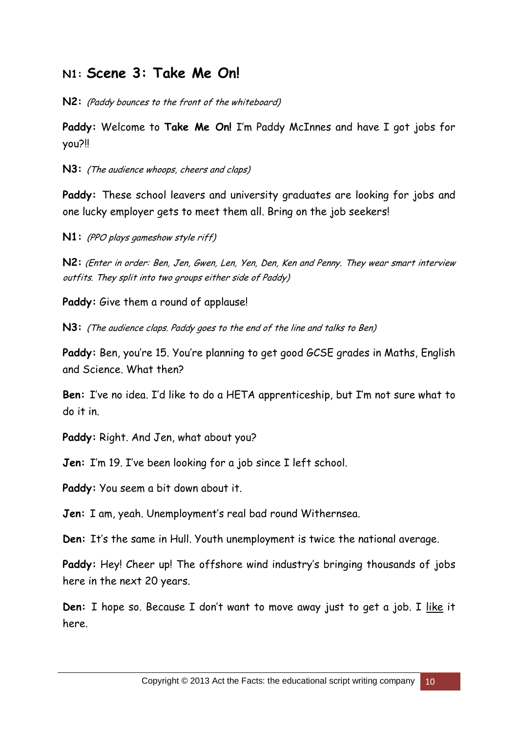## N1: **Scene 3: Take Me On!**

**N2:** *(Paddy bounces to the front of the whiteboard)*

**Paddy:** Welcome to **Take Me On!** I'm Paddy McInnes and have I got jobs for you?!!

**N3:** *(The audience whoops, cheers and claps)*

**Paddy:** These school leavers and university graduates are looking for jobs and one lucky employer gets to meet them all. Bring on the job seekers!

**N1:** *(PPO plays gameshow style riff)*

**N2:** *(Enter in order: Ben, Jen, Gwen, Len, Yen, Den, Ken and Penny. They wear smart interview outfits. They split into two groups either side of Paddy)*

**Paddy:** Give them a round of applause!

**N3:** *(The audience claps. Paddy goes to the end of the line and talks to Ben)*

**Paddy:** Ben, you're 15. You're planning to get good GCSE grades in Maths, English and Science. What then?

**Ben:** I've no idea. I'd like to do a HETA apprenticeship, but I'm not sure what to do it in.

**Paddy:** Right. And Jen, what about you?

**Jen:** I'm 19. I've been looking for a job since I left school.

**Paddy:** You seem a bit down about it.

**Jen:** I am, yeah. Unemployment's real bad round Withernsea.

**Den:** It's the same in Hull. Youth unemployment is twice the national average.

**Paddy:** Hey! Cheer up! The offshore wind industry's bringing thousands of jobs here in the next 20 years.

**Den:** I hope so. Because I don't want to move away just to get a job. I <u>like</u> it here.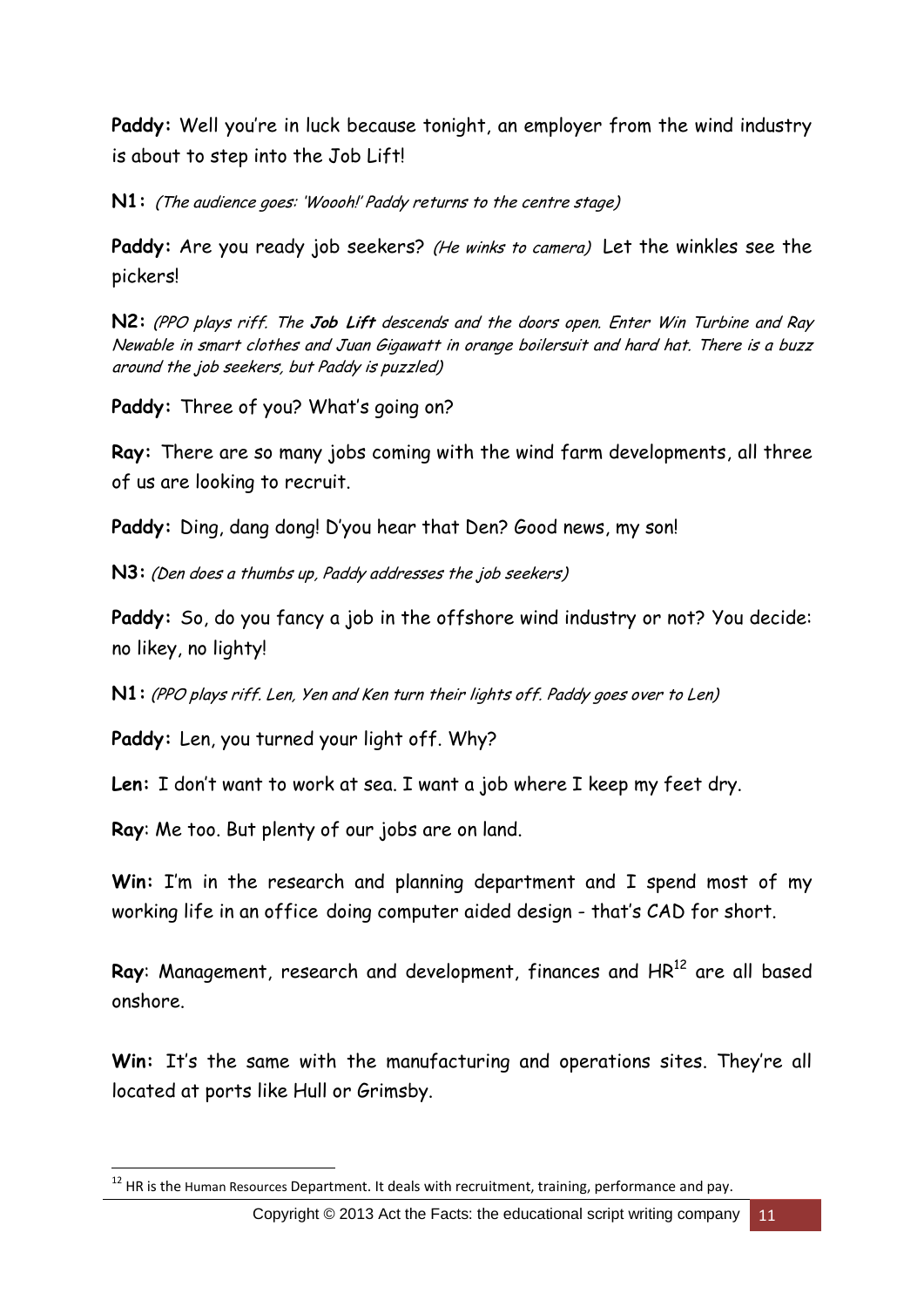**Paddy:** Well you're in luck because tonight, an employer from the wind industry is about to step into the Job Lift!

**N1:** *(The audience goes: 'Woooh!' Paddy returns to the centre stage)*

**Paddy:** Are you ready job seekers? *(He winks to camera)* Let the winkles see the pickers!

**N2:** *(PPO plays riff. The **Job Lift** descends and the doors open. Enter Win Turbine and Ray Newable in smart clothes and Juan Gigawatt in orange boilersuit and hard hat. There is a buzz around the job seekers, but Paddy is puzzled)*

**Paddy:** Three of you? What's going on?

**Ray:** There are so many jobs coming with the wind farm developments, all three of us are looking to recruit.

**Paddy:** Ding, dang dong! D'you hear that Den? Good news, my son!

**N3:** *(Den does a thumbs up, Paddy addresses the job seekers)*

**Paddy:** So, do you fancy a job in the offshore wind industry or not? You decide: no likey, no lighty!

**N1:** *(PPO plays riff. Len, Yen and Ken turn their lights off. Paddy goes over to Len)*

**Paddy:** Len, you turned your light off. Why?

**Len:** I don't want to work at sea. I want a job where I keep my feet dry.

**Ray**: Me too. But plenty of our jobs are on land.

**Win:** I'm in the research and planning department and I spend most of my working life in an office doing computer aided design - that's CAD for short.

**Ray**: Management, research and development, finances and HR[12] are all based onshore.

**Win:** It's the same with the manufacturing and operations sites. They're all located at ports like Hull or Grimsby.

[12] HR is the Human Resources Department. It deals with recruitment, training, performance and pay.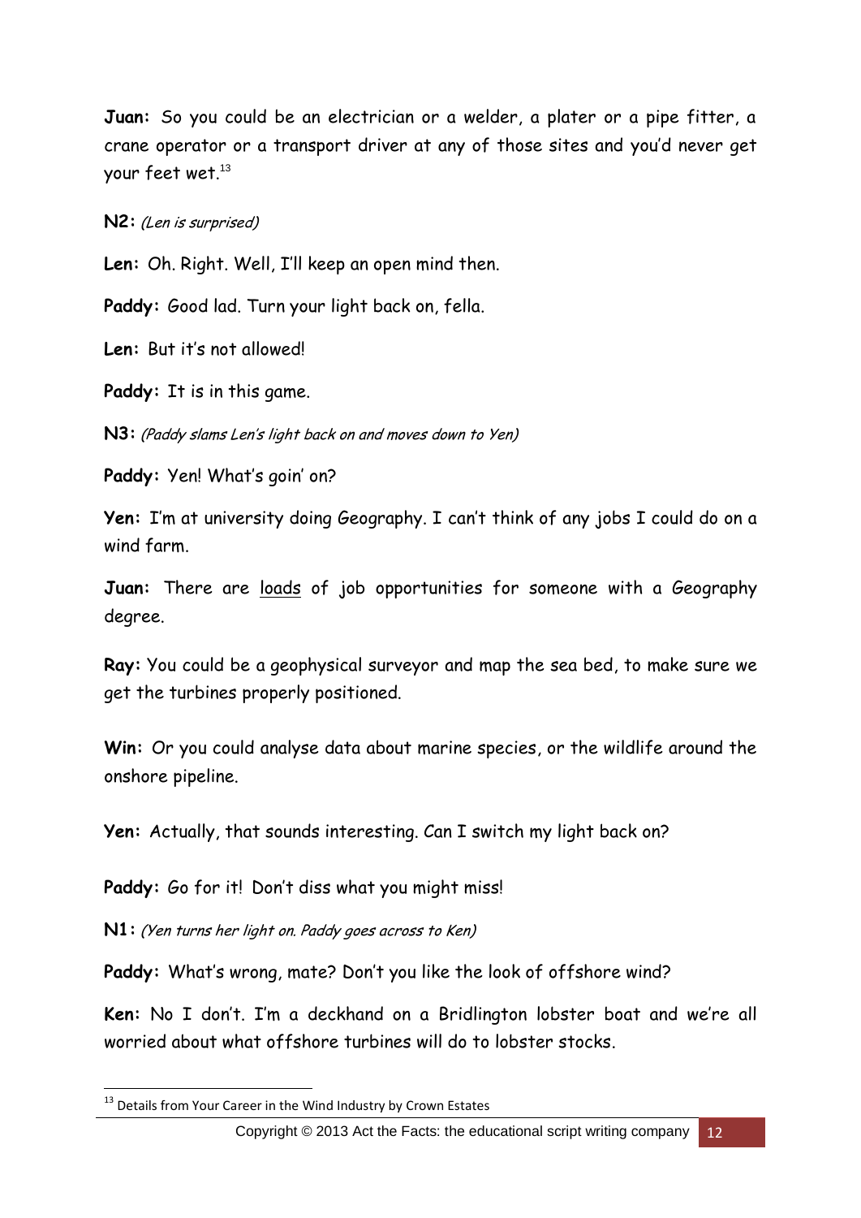**Juan:** So you could be an electrician or a welder, a plater or a pipe fitter, a crane operator or a transport driver at any of those sites and you'd never get your feet wet.[13]

**N2:** *(Len is surprised)*

**Len:** Oh. Right. Well, I'll keep an open mind then.

**Paddy:** Good lad. Turn your light back on, fella.

**Len:** But it's not allowed!

**Paddy:** It is in this game.

**N3:** *(Paddy slams Len's light back on and moves down to Yen)*

**Paddy:** Yen! What's goin' on?

**Yen:** I'm at university doing Geography. I can't think of any jobs I could do on a wind farm.

**Juan:** There are <u>loads</u> of job opportunities for someone with a Geography degree.

**Ray:** You could be a geophysical surveyor and map the sea bed, to make sure we get the turbines properly positioned.

**Win:** Or you could analyse data about marine species, or the wildlife around the onshore pipeline.

**Yen:** Actually, that sounds interesting. Can I switch my light back on?

**Paddy:** Go for it! Don't diss what you might miss!

**N1:** *(Yen turns her light on. Paddy goes across to Ken)*

**Paddy:** What's wrong, mate? Don't you like the look of offshore wind?

**Ken:** No I don't. I'm a deckhand on a Bridlington lobster boat and we're all worried about what offshore turbines will do to lobster stocks.

---

[13] Details from Your Career in the Wind Industry by Crown Estates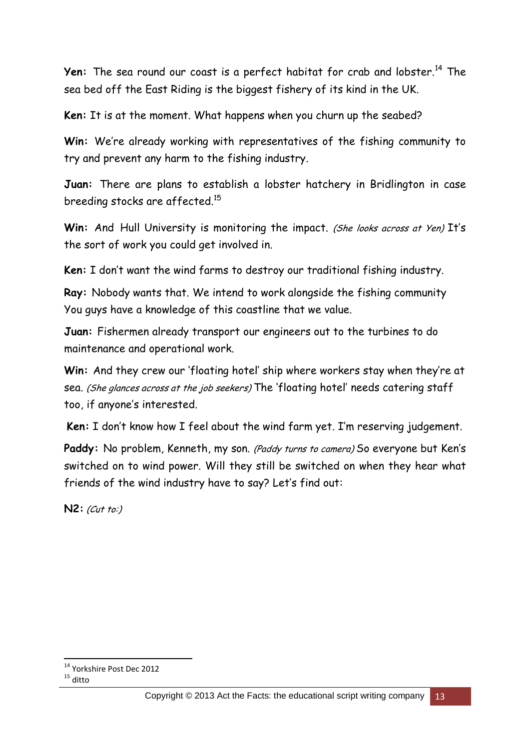**Yen:** The sea round our coast is a perfect habitat for crab and lobster.[14] The sea bed off the East Riding is the biggest fishery of its kind in the UK.

**Ken:** It is at the moment. What happens when you churn up the seabed?

**Win:** We're already working with representatives of the fishing community to try and prevent any harm to the fishing industry.

**Juan:** There are plans to establish a lobster hatchery in Bridlington in case breeding stocks are affected.[15]

**Win:** And Hull University is monitoring the impact. *(She looks across at Yen)* It's the sort of work you could get involved in.

**Ken:** I don't want the wind farms to destroy our traditional fishing industry.

**Ray:** Nobody wants that. We intend to work alongside the fishing community You guys have a knowledge of this coastline that we value.

**Juan:** Fishermen already transport our engineers out to the turbines to do maintenance and operational work.

**Win:** And they crew our 'floating hotel' ship where workers stay when they're at sea. *(She glances across at the job seekers)* The 'floating hotel' needs catering staff too, if anyone's interested.

**Ken:** I don't know how I feel about the wind farm yet. I'm reserving judgement.

**Paddy:** No problem, Kenneth, my son. *(Paddy turns to camera)* So everyone but Ken's switched on to wind power. Will they still be switched on when they hear what friends of the wind industry have to say? Let's find out:

**N2:** *(Cut to:)*

---

[14] Yorkshire Post Dec 2012

[15] ditto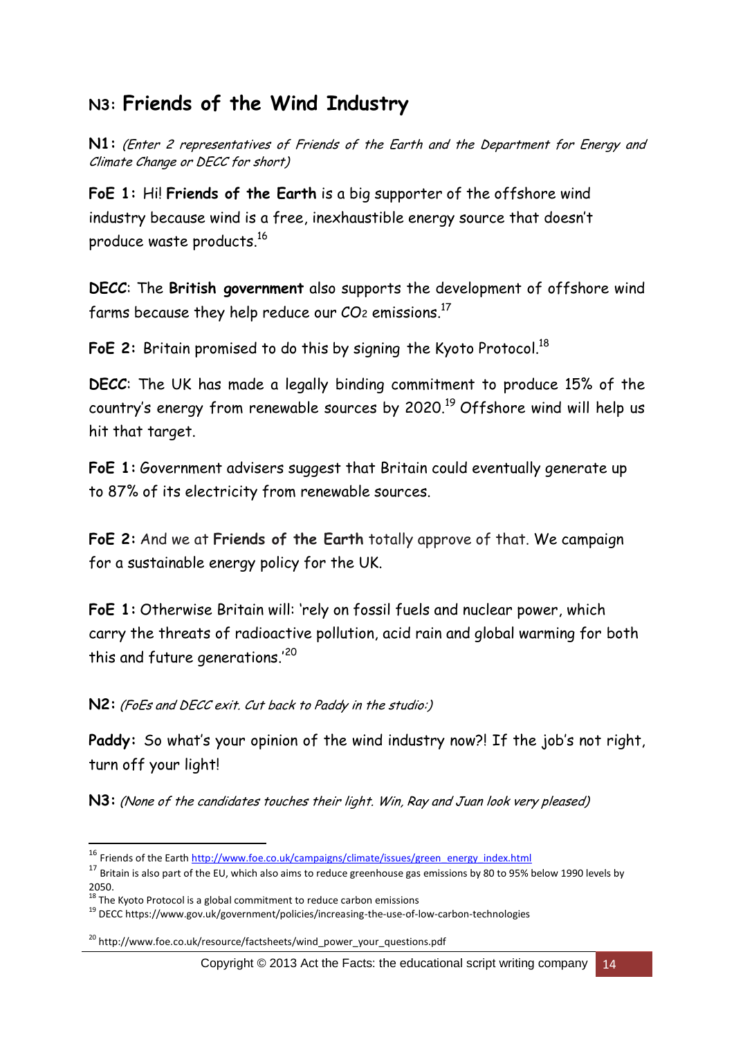## N3: **Friends of the Wind Industry**

**N1:** *(Enter 2 representatives of Friends of the Earth and the Department for Energy and Climate Change or DECC for short)*

**FoE 1:** Hi! **Friends of the Earth** is a big supporter of the offshore wind industry because wind is a free, inexhaustible energy source that doesn't produce waste products.[16]

**DECC**: The **British government** also supports the development of offshore wind farms because they help reduce our $CO_2$ emissions.[17]

**FoE 2:** Britain promised to do this by signing the Kyoto Protocol.[18]

**DECC**: The UK has made a legally binding commitment to produce 15% of the country's energy from renewable sources by 2020.[19] Offshore wind will help us hit that target.

**FoE 1:** Government advisers suggest that Britain could eventually generate up to 87% of its electricity from renewable sources.

**FoE 2:** And we at **Friends of the Earth** totally approve of that. We campaign for a sustainable energy policy for the UK.

**FoE 1:** Otherwise Britain will: 'rely on fossil fuels and nuclear power, which carry the threats of radioactive pollution, acid rain and global warming for both this and future generations.'[20]

**N2:** *(FoEs and DECC exit. Cut back to Paddy in the studio:)*

**Paddy:** So what's your opinion of the wind industry now?! If the job's not right, turn off your light!

**N3:** *(None of the candidates touches their light. Win, Ray and Juan look very pleased)*

---

[16] Friends of the Earth http://www.foe.co.uk/campaigns/climate/issues/green_energy_index.html

[17] Britain is also part of the EU, which also aims to reduce greenhouse gas emissions by 80 to 95% below 1990 levels by 2050.

[18] The Kyoto Protocol is a global commitment to reduce carbon emissions

[19] DECC https://www.gov.uk/government/policies/increasing-the-use-of-low-carbon-technologies

[20] http://www.foe.co.uk/resource/factsheets/wind_power_your_questions.pdf

Copyright © 2013 Act the Facts: the educational script writing company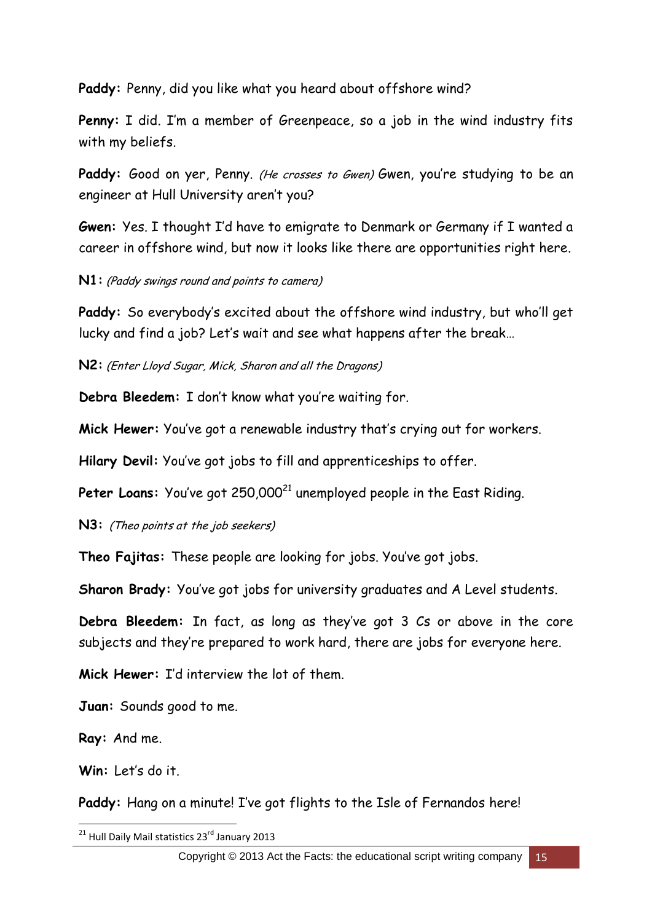**Paddy:** Penny, did you like what you heard about offshore wind?

**Penny:** I did. I'm a member of Greenpeace, so a job in the wind industry fits with my beliefs.

**Paddy:** Good on yer, Penny. *(He crosses to Gwen)* Gwen, you're studying to be an engineer at Hull University aren't you?

**Gwen:** Yes. I thought I'd have to emigrate to Denmark or Germany if I wanted a career in offshore wind, but now it looks like there are opportunities right here.

**N1:** *(Paddy swings round and points to camera)*

**Paddy:** So everybody's excited about the offshore wind industry, but who'll get lucky and find a job? Let's wait and see what happens after the break…

**N2:** *(Enter Lloyd Sugar, Mick, Sharon and all the Dragons)*

**Debra Bleedem:** I don't know what you're waiting for.

**Mick Hewer:** You've got a renewable industry that's crying out for workers.

**Hilary Devil:** You've got jobs to fill and apprenticeships to offer.

**Peter Loans:** You've got 250,000[21] unemployed people in the East Riding.

**N3:** *(Theo points at the job seekers)*

**Theo Fajitas:** These people are looking for jobs. You've got jobs.

**Sharon Brady:** You've got jobs for university graduates and A Level students.

**Debra Bleedem:** In fact, as long as they've got 3 Cs or above in the core subjects and they're prepared to work hard, there are jobs for everyone here.

**Mick Hewer:** I'd interview the lot of them.

**Juan:** Sounds good to me.

**Ray:** And me.

**Win:** Let's do it.

**Paddy:** Hang on a minute! I've got flights to the Isle of Fernandos here!

---

[21] Hull Daily Mail statistics 23rd January 2013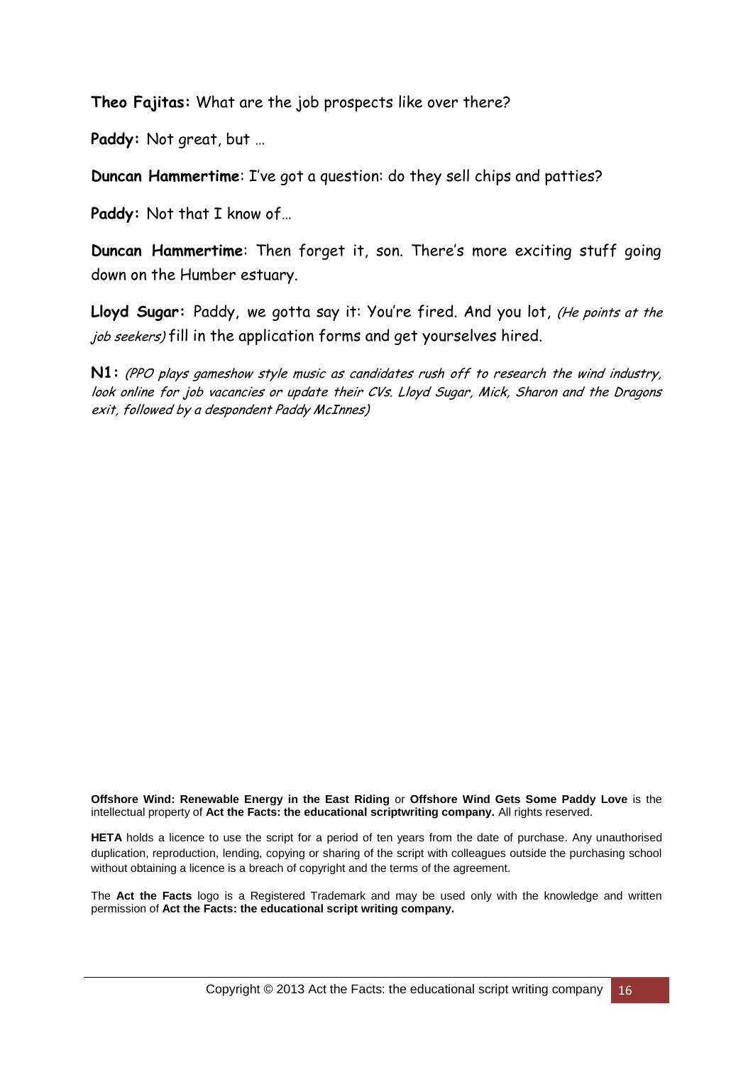**Theo Fajitas:** What are the job prospects like over there?

**Paddy:** Not great, but …

**Duncan Hammertime**: I've got a question: do they sell chips and patties?

**Paddy:** Not that I know of…

**Duncan Hammertime**: Then forget it, son. There's more exciting stuff going down on the Humber estuary.

**Lloyd Sugar:** Paddy, we gotta say it: You're fired. And you lot, *(He points at the job seekers)* fill in the application forms and get yourselves hired.

**N1:** *(PPO plays gameshow style music as candidates rush off to research the wind industry, look online for job vacancies or update their CVs. Lloyd Sugar, Mick, Sharon and the Dragons exit, followed by a despondent Paddy McInnes)*

**Offshore Wind: Renewable Energy in the East Riding** or **Offshore Wind Gets Some Paddy Love** is the intellectual property of **Act the Facts: the educational scriptwriting company.** All rights reserved.

**HETA** holds a licence to use the script for a period of ten years from the date of purchase. Any unauthorised duplication, reproduction, lending, copying or sharing of the script with colleagues outside the purchasing school without obtaining a licence is a breach of copyright and the terms of the agreement.

The **Act the Facts** logo is a Registered Trademark and may be used only with the knowledge and written permission of **Act the Facts: the educational script writing company.**

Copyright © 2013 Act the Facts: the educational script writing company